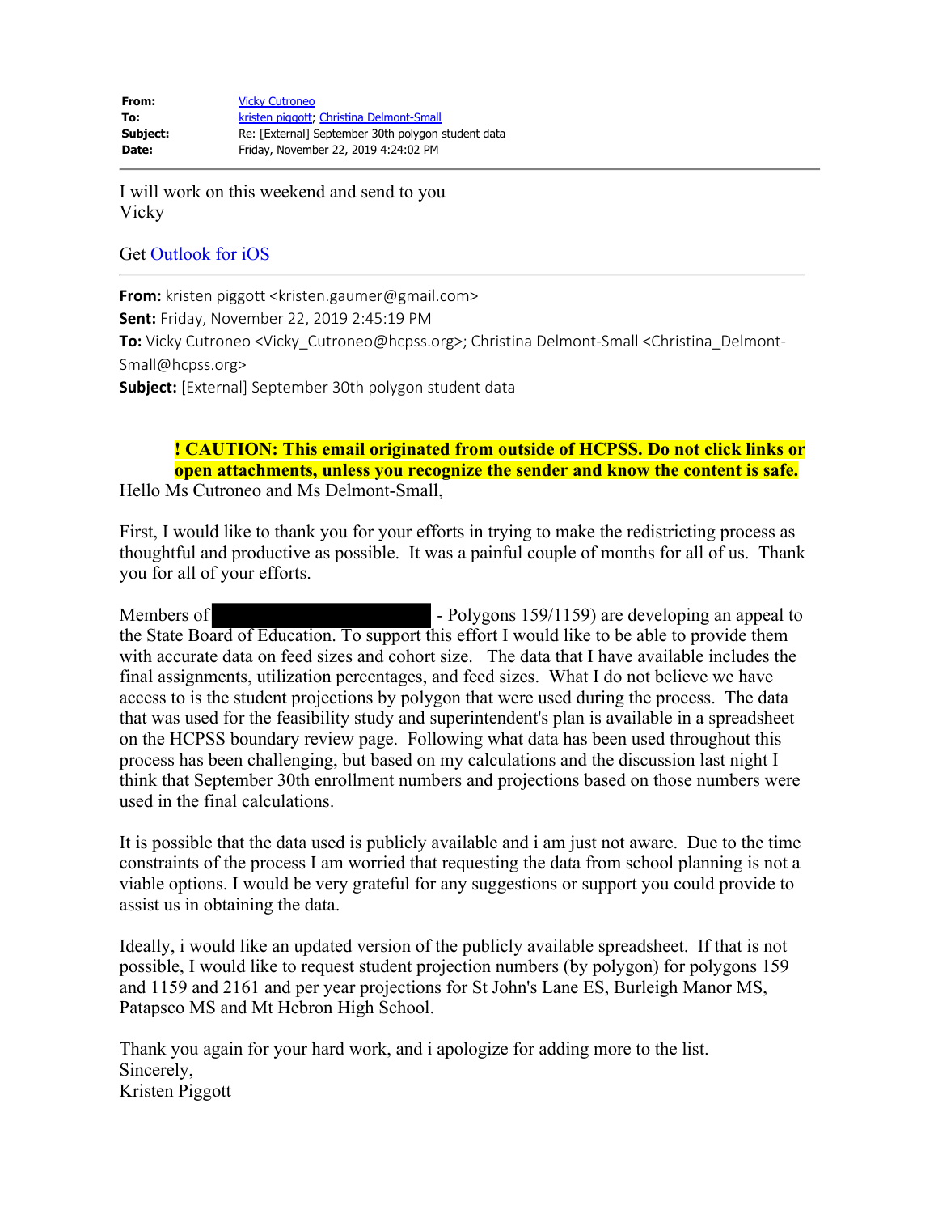| | |
|---|---|
| **From:** | Vicky Cutroneo |
| **To:** | kristen piggott; Christina Delmont-Small |
| **Subject:** | Re: [External] September 30th polygon student data |
| **Date:** | Friday, November 22, 2019 4:24:02 PM |

---

I will work on this weekend and send to you
Vicky

Get Outlook for iOS

---

**From:** kristen piggott <kristen.gaumer@gmail.com>
**Sent:** Friday, November 22, 2019 2:45:19 PM
**To:** Vicky Cutroneo <Vicky_Cutroneo@hcpss.org>; Christina Delmont-Small <Christina_Delmont-Small@hcpss.org>
**Subject:** [External] September 30th polygon student data

**! CAUTION: This email originated from outside of HCPSS. Do not click links or open attachments, unless you recognize the sender and know the content is safe.**

Hello Ms Cutroneo and Ms Delmont-Small,

First, I would like to thank you for your efforts in trying to make the redistricting process as thoughtful and productive as possible. It was a painful couple of months for all of us. Thank you for all of your efforts.

Members of [REDACTED] - Polygons 159/1159) are developing an appeal to the State Board of Education. To support this effort I would like to be able to provide them with accurate data on feed sizes and cohort size. The data that I have available includes the final assignments, utilization percentages, and feed sizes. What I do not believe we have access to is the student projections by polygon that were used during the process. The data that was used for the feasibility study and superintendent's plan is available in a spreadsheet on the HCPSS boundary review page. Following what data has been used throughout this process has been challenging, but based on my calculations and the discussion last night I think that September 30th enrollment numbers and projections based on those numbers were used in the final calculations.

It is possible that the data used is publicly available and i am just not aware. Due to the time constraints of the process I am worried that requesting the data from school planning is not a viable options. I would be very grateful for any suggestions or support you could provide to assist us in obtaining the data.

Ideally, i would like an updated version of the publicly available spreadsheet. If that is not possible, I would like to request student projection numbers (by polygon) for polygons 159 and 1159 and 2161 and per year projections for St John's Lane ES, Burleigh Manor MS, Patapsco MS and Mt Hebron High School.

Thank you again for your hard work, and i apologize for adding more to the list.
Sincerely,
Kristen Piggott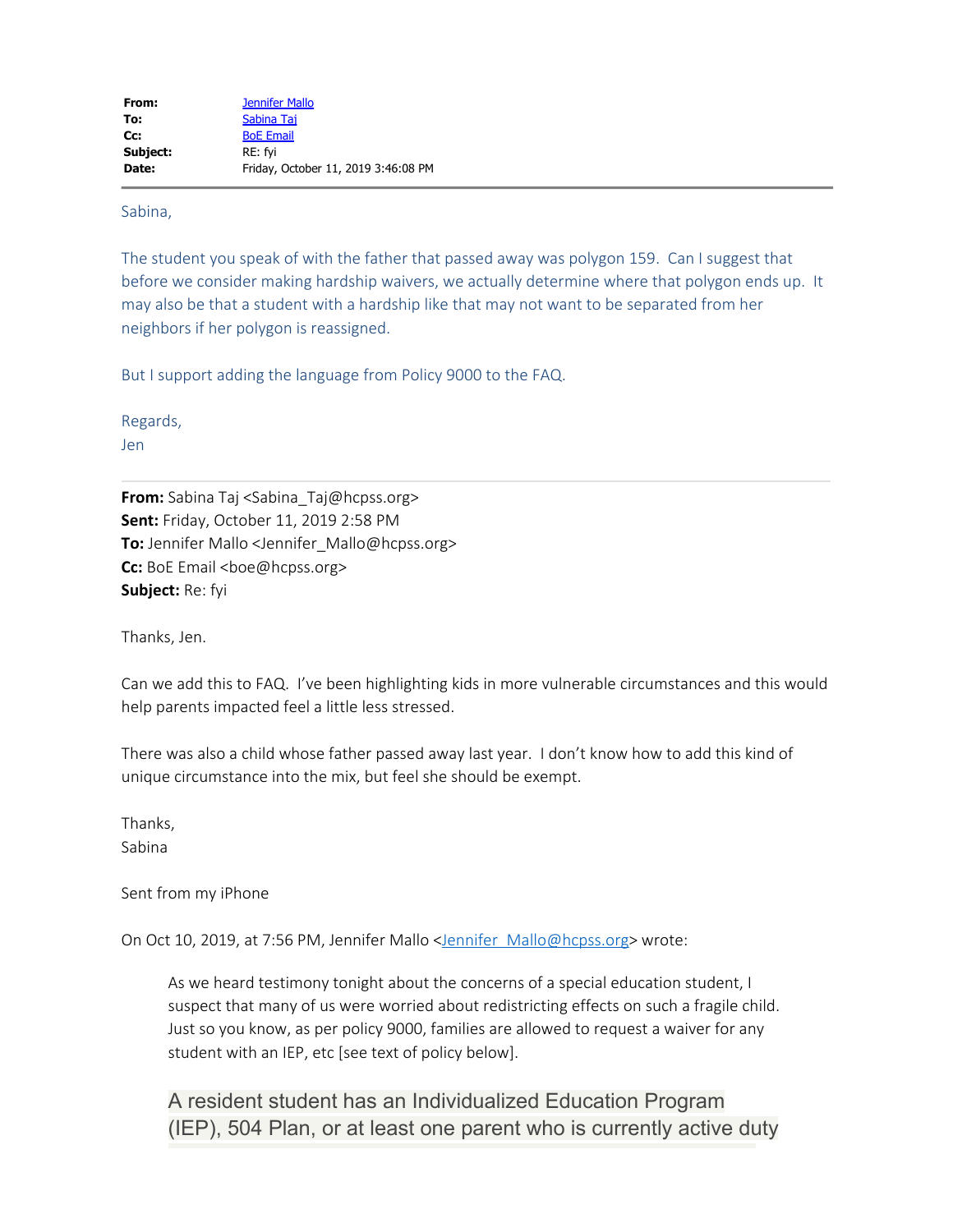| | |
|---|---|
| **From:** | Jennifer Mallo |
| **To:** | Sabina Taj |
| **Cc:** | BoE Email |
| **Subject:** | RE: fyi |
| **Date:** | Friday, October 11, 2019 3:46:08 PM |

---

Sabina,

The student you speak of with the father that passed away was polygon 159. Can I suggest that before we consider making hardship waivers, we actually determine where that polygon ends up. It may also be that a student with a hardship like that may not want to be separated from her neighbors if her polygon is reassigned.

But I support adding the language from Policy 9000 to the FAQ.

Regards,
Jen

---

**From:** Sabina Taj <Sabina_Taj@hcpss.org>
**Sent:** Friday, October 11, 2019 2:58 PM
**To:** Jennifer Mallo <Jennifer_Mallo@hcpss.org>
**Cc:** BoE Email <boe@hcpss.org>
**Subject:** Re: fyi

Thanks, Jen.

Can we add this to FAQ. I've been highlighting kids in more vulnerable circumstances and this would help parents impacted feel a little less stressed.

There was also a child whose father passed away last year. I don't know how to add this kind of unique circumstance into the mix, but feel she should be exempt.

Thanks,
Sabina

Sent from my iPhone

On Oct 10, 2019, at 7:56 PM, Jennifer Mallo <Jennifer_Mallo@hcpss.org> wrote:

> As we heard testimony tonight about the concerns of a special education student, I suspect that many of us were worried about redistricting effects on such a fragile child. Just so you know, as per policy 9000, families are allowed to request a waiver for any student with an IEP, etc [see text of policy below].
>
> A resident student has an Individualized Education Program (IEP), 504 Plan, or at least one parent who is currently active duty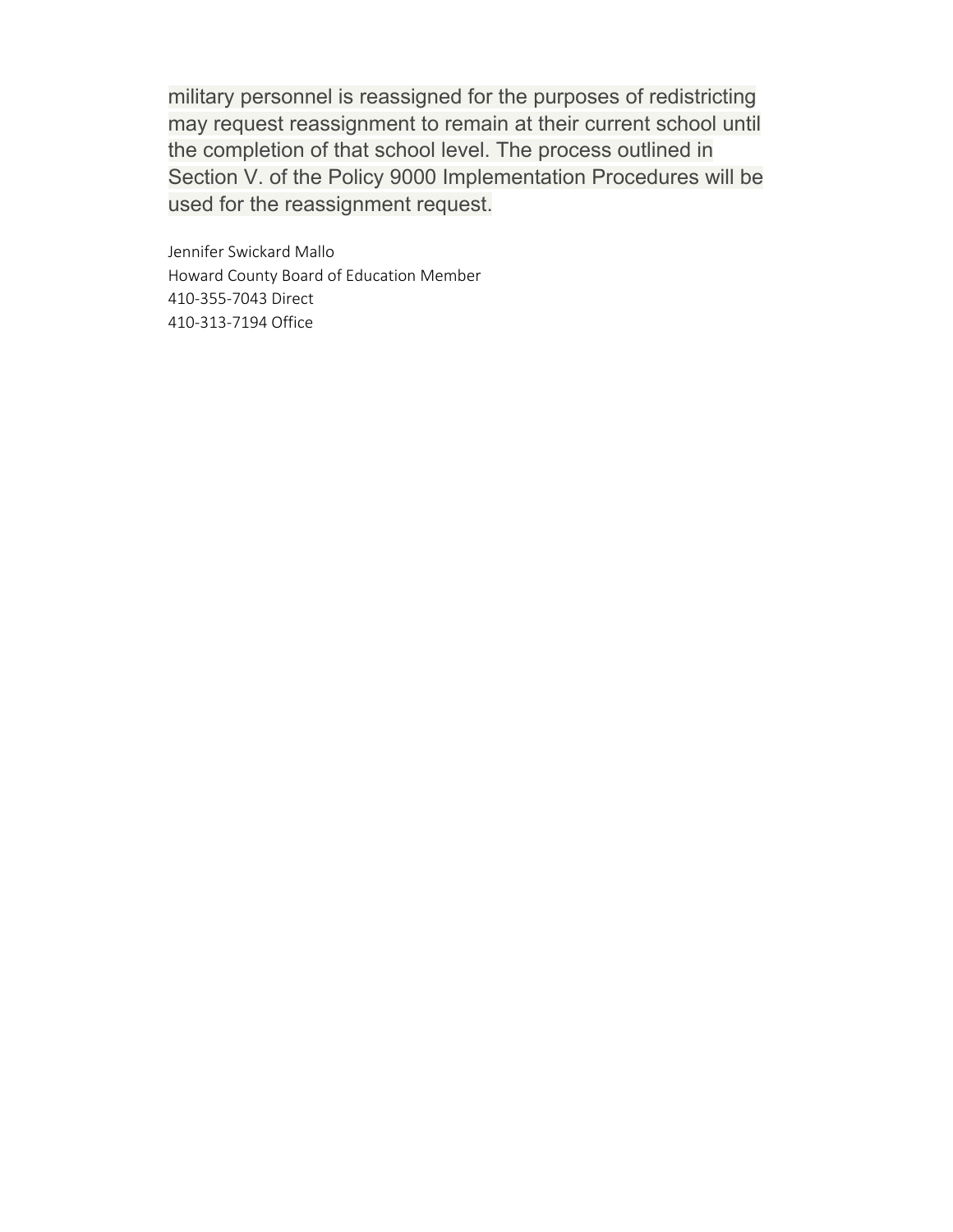military personnel is reassigned for the purposes of redistricting may request reassignment to remain at their current school until the completion of that school level. The process outlined in Section V. of the Policy 9000 Implementation Procedures will be used for the reassignment request.

Jennifer Swickard Mallo
Howard County Board of Education Member
410-355-7043 Direct
410-313-7194 Office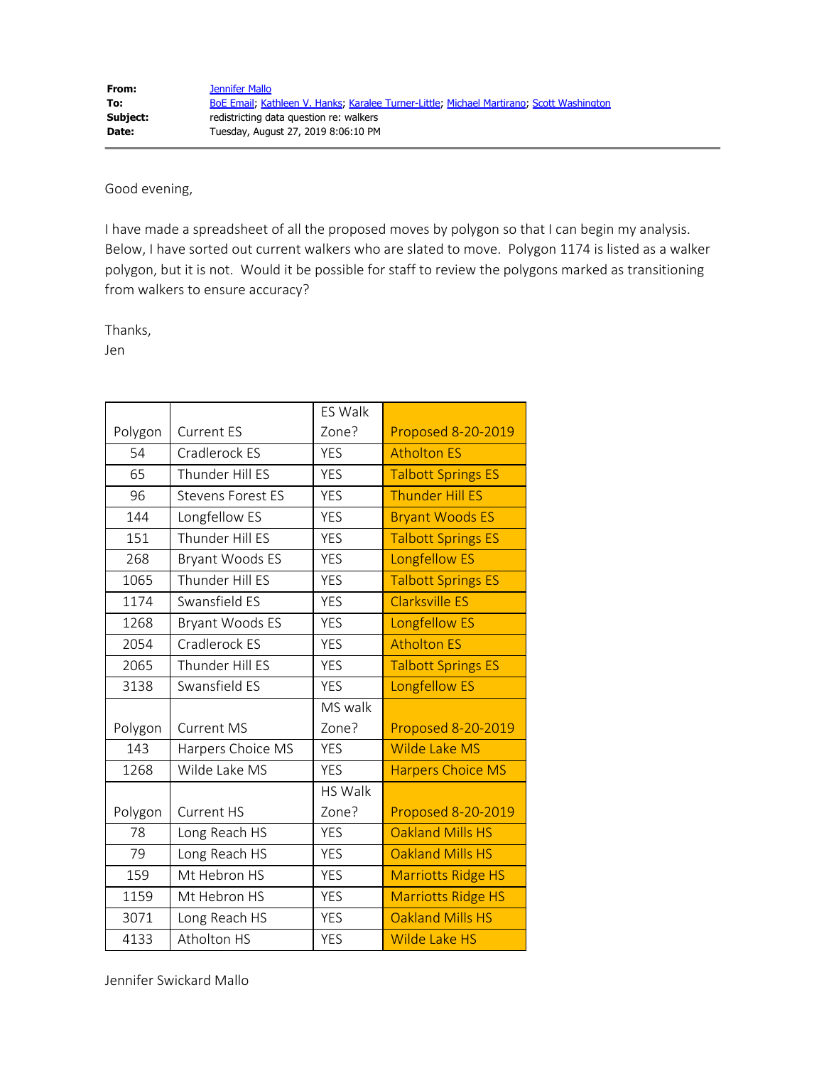| | |
|---|---|
| **From:** | Jennifer Mallo |
| **To:** | BoE Email; Kathleen V. Hanks; Karalee Turner-Little; Michael Martirano; Scott Washington |
| **Subject:** | redistricting data question re: walkers |
| **Date:** | Tuesday, August 27, 2019 8:06:10 PM |

Good evening,

I have made a spreadsheet of all the proposed moves by polygon so that I can begin my analysis. Below, I have sorted out current walkers who are slated to move. Polygon 1174 is listed as a walker polygon, but it is not. Would it be possible for staff to review the polygons marked as transitioning from walkers to ensure accuracy?

Thanks,
Jen

| Polygon | Current ES | ES Walk Zone? | Proposed 8-20-2019 |
|---|---|---|---|
| 54 | Cradlerock ES | YES | Atholton ES |
| 65 | Thunder Hill ES | YES | Talbott Springs ES |
| 96 | Stevens Forest ES | YES | Thunder Hill ES |
| 144 | Longfellow ES | YES | Bryant Woods ES |
| 151 | Thunder Hill ES | YES | Talbott Springs ES |
| 268 | Bryant Woods ES | YES | Longfellow ES |
| 1065 | Thunder Hill ES | YES | Talbott Springs ES |
| 1174 | Swansfield ES | YES | Clarksville ES |
| 1268 | Bryant Woods ES | YES | Longfellow ES |
| 2054 | Cradlerock ES | YES | Atholton ES |
| 2065 | Thunder Hill ES | YES | Talbott Springs ES |
| 3138 | Swansfield ES | YES | Longfellow ES |
| Polygon | Current MS | MS walk Zone? | Proposed 8-20-2019 |
| 143 | Harpers Choice MS | YES | Wilde Lake MS |
| 1268 | Wilde Lake MS | YES | Harpers Choice MS |
| Polygon | Current HS | HS Walk Zone? | Proposed 8-20-2019 |
| 78 | Long Reach HS | YES | Oakland Mills HS |
| 79 | Long Reach HS | YES | Oakland Mills HS |
| 159 | Mt Hebron HS | YES | Marriotts Ridge HS |
| 1159 | Mt Hebron HS | YES | Marriotts Ridge HS |
| 3071 | Long Reach HS | YES | Oakland Mills HS |
| 4133 | Atholton HS | YES | Wilde Lake HS |

Jennifer Swickard Mallo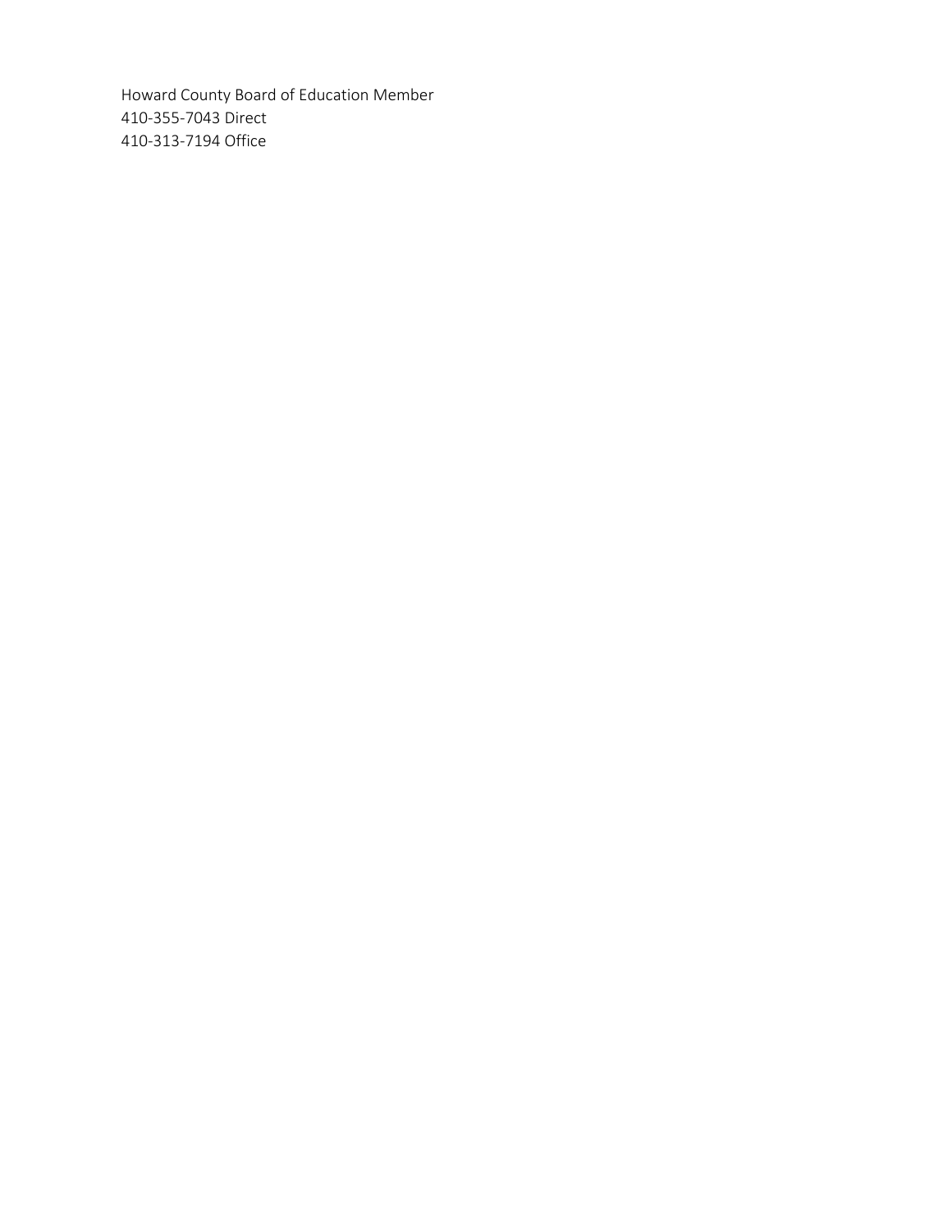Howard County Board of Education Member  
410-355-7043 Direct  
410-313-7194 Office